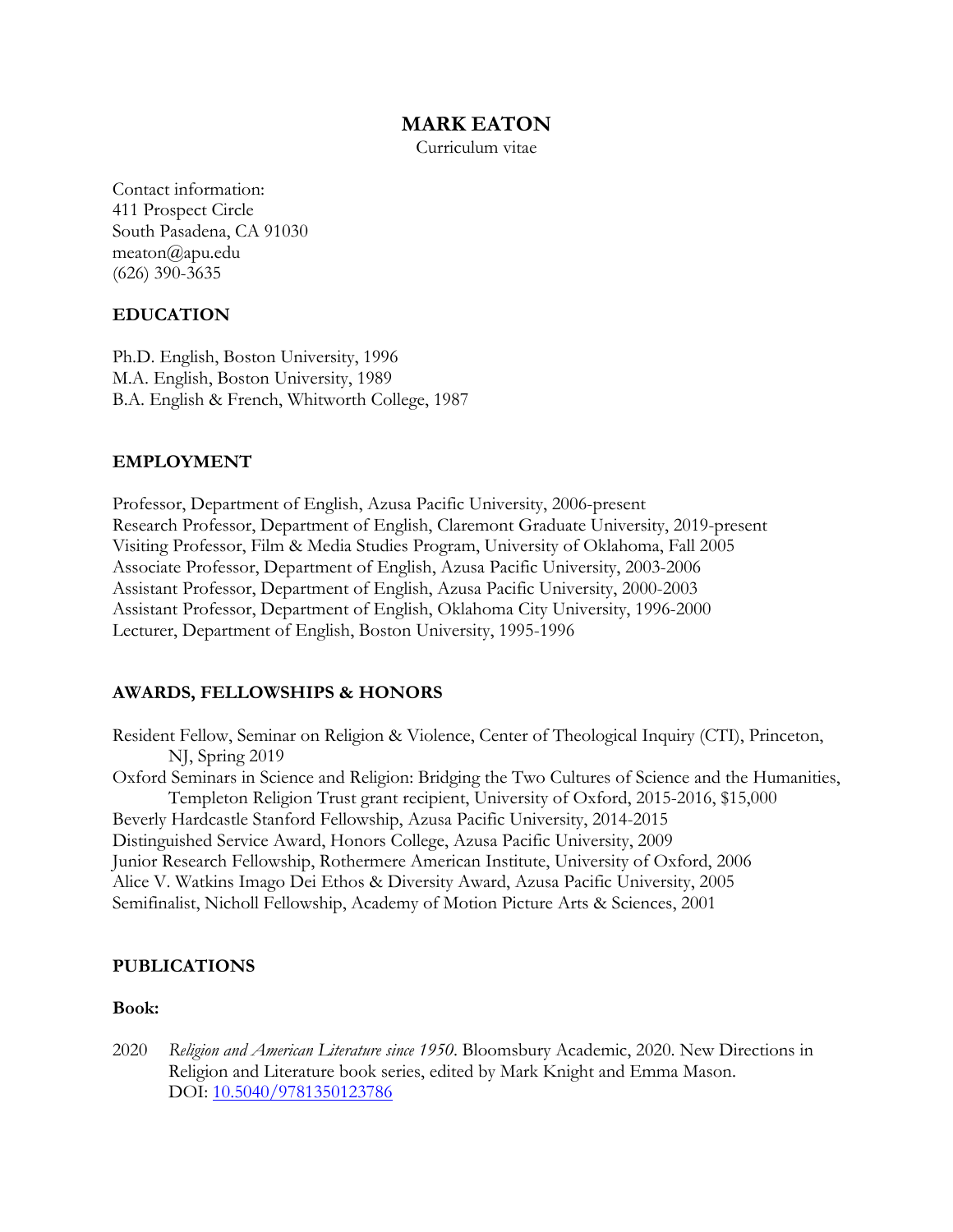# MARK EATON

Curriculum vitae

Contact information:
411 Prospect Circle
South Pasadena, CA 91030
meaton@apu.edu
(626) 390-3635

## EDUCATION

Ph.D. English, Boston University, 1996
M.A. English, Boston University, 1989
B.A. English & French, Whitworth College, 1987

## EMPLOYMENT

Professor, Department of English, Azusa Pacific University, 2006-present
Research Professor, Department of English, Claremont Graduate University, 2019-present
Visiting Professor, Film & Media Studies Program, University of Oklahoma, Fall 2005
Associate Professor, Department of English, Azusa Pacific University, 2003-2006
Assistant Professor, Department of English, Azusa Pacific University, 2000-2003
Assistant Professor, Department of English, Oklahoma City University, 1996-2000
Lecturer, Department of English, Boston University, 1995-1996

## AWARDS, FELLOWSHIPS & HONORS

Resident Fellow, Seminar on Religion & Violence, Center of Theological Inquiry (CTI), Princeton, NJ, Spring 2019
Oxford Seminars in Science and Religion: Bridging the Two Cultures of Science and the Humanities, Templeton Religion Trust grant recipient, University of Oxford, 2015-2016, $15,000
Beverly Hardcastle Stanford Fellowship, Azusa Pacific University, 2014-2015
Distinguished Service Award, Honors College, Azusa Pacific University, 2009
Junior Research Fellowship, Rothermere American Institute, University of Oxford, 2006
Alice V. Watkins Imago Dei Ethos & Diversity Award, Azusa Pacific University, 2005
Semifinalist, Nicholl Fellowship, Academy of Motion Picture Arts & Sciences, 2001

## PUBLICATIONS

### Book:

2020 *Religion and American Literature since 1950*. Bloomsbury Academic, 2020. New Directions in Religion and Literature book series, edited by Mark Knight and Emma Mason. DOI: 10.5040/9781350123786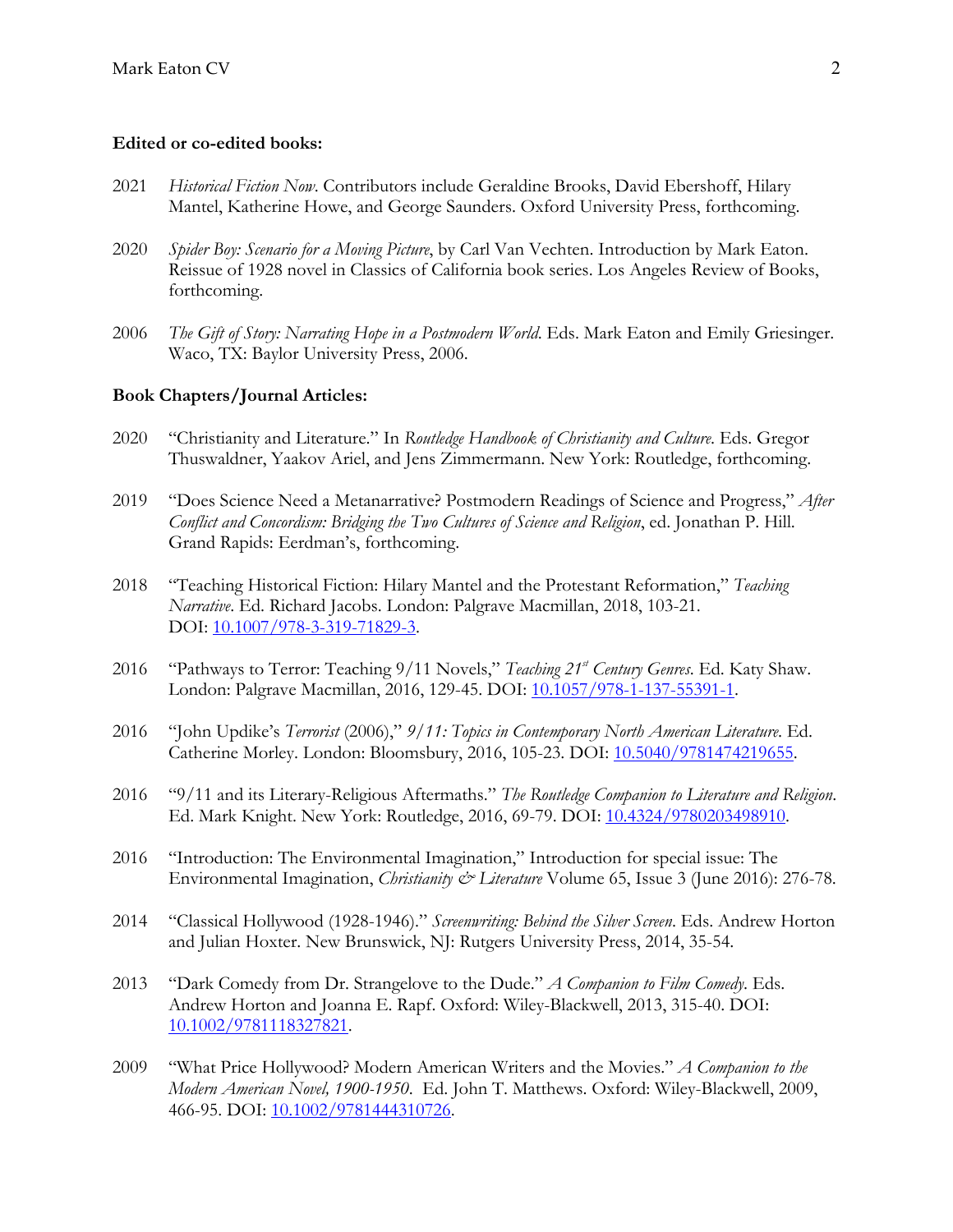**Edited or co-edited books:**

2021 *Historical Fiction Now*. Contributors include Geraldine Brooks, David Ebershoff, Hilary Mantel, Katherine Howe, and George Saunders. Oxford University Press, forthcoming.

2020 *Spider Boy: Scenario for a Moving Picture*, by Carl Van Vechten. Introduction by Mark Eaton. Reissue of 1928 novel in Classics of California book series. Los Angeles Review of Books, forthcoming.

2006 *The Gift of Story: Narrating Hope in a Postmodern World.* Eds. Mark Eaton and Emily Griesinger. Waco, TX: Baylor University Press, 2006.

**Book Chapters/Journal Articles:**

2020 "Christianity and Literature." In *Routledge Handbook of Christianity and Culture.* Eds. Gregor Thuswaldner, Yaakov Ariel, and Jens Zimmermann. New York: Routledge, forthcoming.

2019 "Does Science Need a Metanarrative? Postmodern Readings of Science and Progress," *After Conflict and Concordism: Bridging the Two Cultures of Science and Religion*, ed. Jonathan P. Hill. Grand Rapids: Eerdman's, forthcoming.

2018 "Teaching Historical Fiction: Hilary Mantel and the Protestant Reformation," *Teaching Narrative*. Ed. Richard Jacobs. London: Palgrave Macmillan, 2018, 103-21. DOI: 10.1007/978-3-319-71829-3.

2016 "Pathways to Terror: Teaching 9/11 Novels," *Teaching 21st Century Genres.* Ed. Katy Shaw. London: Palgrave Macmillan, 2016, 129-45. DOI: 10.1057/978-1-137-55391-1.

2016 "John Updike's *Terrorist* (2006)," *9/11: Topics in Contemporary North American Literature*. Ed. Catherine Morley. London: Bloomsbury, 2016, 105-23. DOI: 10.5040/9781474219655.

2016 "9/11 and its Literary-Religious Aftermaths." *The Routledge Companion to Literature and Religion*. Ed. Mark Knight. New York: Routledge, 2016, 69-79. DOI: 10.4324/9780203498910.

2016 "Introduction: The Environmental Imagination," Introduction for special issue: The Environmental Imagination, *Christianity & Literature* Volume 65, Issue 3 (June 2016): 276-78.

2014 "Classical Hollywood (1928-1946)." *Screenwriting: Behind the Silver Screen*. Eds. Andrew Horton and Julian Hoxter. New Brunswick, NJ: Rutgers University Press, 2014, 35-54.

2013 "Dark Comedy from Dr. Strangelove to the Dude." *A Companion to Film Comedy*. Eds. Andrew Horton and Joanna E. Rapf. Oxford: Wiley-Blackwell, 2013, 315-40. DOI: 10.1002/9781118327821.

2009 "What Price Hollywood? Modern American Writers and the Movies." *A Companion to the Modern American Novel, 1900-1950*. Ed. John T. Matthews. Oxford: Wiley-Blackwell, 2009, 466-95. DOI: 10.1002/9781444310726.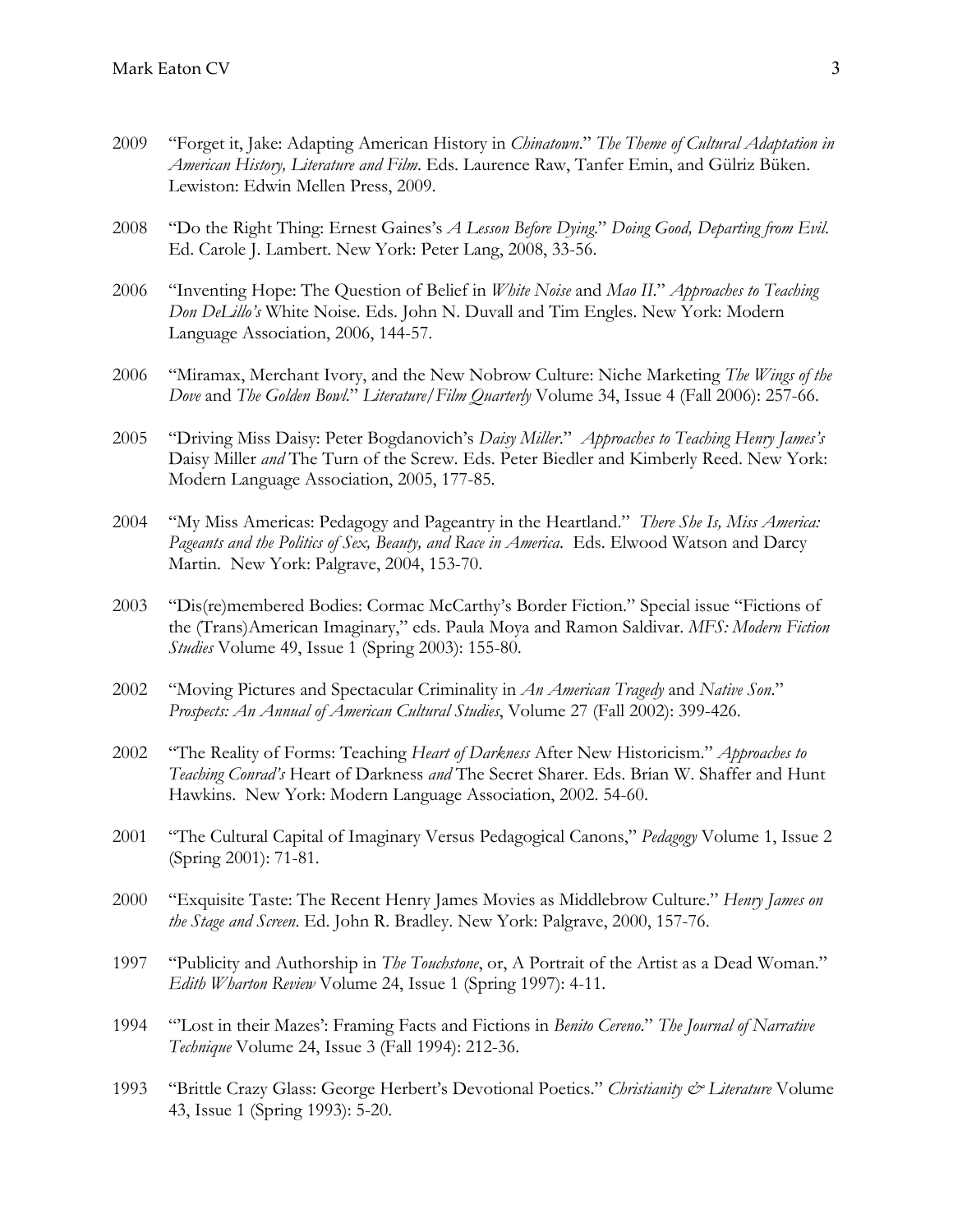2009 "Forget it, Jake: Adapting American History in *Chinatown*." *The Theme of Cultural Adaptation in American History, Literature and Film*. Eds. Laurence Raw, Tanfer Emin, and Gülriz Büken. Lewiston: Edwin Mellen Press, 2009.

2008 "Do the Right Thing: Ernest Gaines's *A Lesson Before Dying*." *Doing Good, Departing from Evil*. Ed. Carole J. Lambert. New York: Peter Lang, 2008, 33-56.

2006 "Inventing Hope: The Question of Belief in *White Noise* and *Mao II*." *Approaches to Teaching Don DeLillo's* White Noise. Eds. John N. Duvall and Tim Engles. New York: Modern Language Association, 2006, 144-57.

2006 "Miramax, Merchant Ivory, and the New Nobrow Culture: Niche Marketing *The Wings of the Dove* and *The Golden Bowl*." *Literature/Film Quarterly* Volume 34, Issue 4 (Fall 2006): 257-66.

2005 "Driving Miss Daisy: Peter Bogdanovich's *Daisy Miller*." *Approaches to Teaching Henry James's* Daisy Miller *and* The Turn of the Screw. Eds. Peter Biedler and Kimberly Reed. New York: Modern Language Association, 2005, 177-85.

2004 "My Miss Americas: Pedagogy and Pageantry in the Heartland." *There She Is, Miss America: Pageants and the Politics of Sex, Beauty, and Race in America*. Eds. Elwood Watson and Darcy Martin. New York: Palgrave, 2004, 153-70.

2003 "Dis(re)membered Bodies: Cormac McCarthy's Border Fiction." Special issue "Fictions of the (Trans)American Imaginary," eds. Paula Moya and Ramon Saldivar. *MFS: Modern Fiction Studies* Volume 49, Issue 1 (Spring 2003): 155-80.

2002 "Moving Pictures and Spectacular Criminality in *An American Tragedy* and *Native Son*." *Prospects: An Annual of American Cultural Studies*, Volume 27 (Fall 2002): 399-426.

2002 "The Reality of Forms: Teaching *Heart of Darkness* After New Historicism." *Approaches to Teaching Conrad's* Heart of Darkness *and* The Secret Sharer. Eds. Brian W. Shaffer and Hunt Hawkins. New York: Modern Language Association, 2002. 54-60.

2001 "The Cultural Capital of Imaginary Versus Pedagogical Canons," *Pedagogy* Volume 1, Issue 2 (Spring 2001): 71-81.

2000 "Exquisite Taste: The Recent Henry James Movies as Middlebrow Culture." *Henry James on the Stage and Screen*. Ed. John R. Bradley. New York: Palgrave, 2000, 157-76.

1997 "Publicity and Authorship in *The Touchstone*, or, A Portrait of the Artist as a Dead Woman." *Edith Wharton Review* Volume 24, Issue 1 (Spring 1997): 4-11.

1994 "'Lost in their Mazes': Framing Facts and Fictions in *Benito Cereno*." *The Journal of Narrative Technique* Volume 24, Issue 3 (Fall 1994): 212-36.

1993 "Brittle Crazy Glass: George Herbert's Devotional Poetics." *Christianity & Literature* Volume 43, Issue 1 (Spring 1993): 5-20.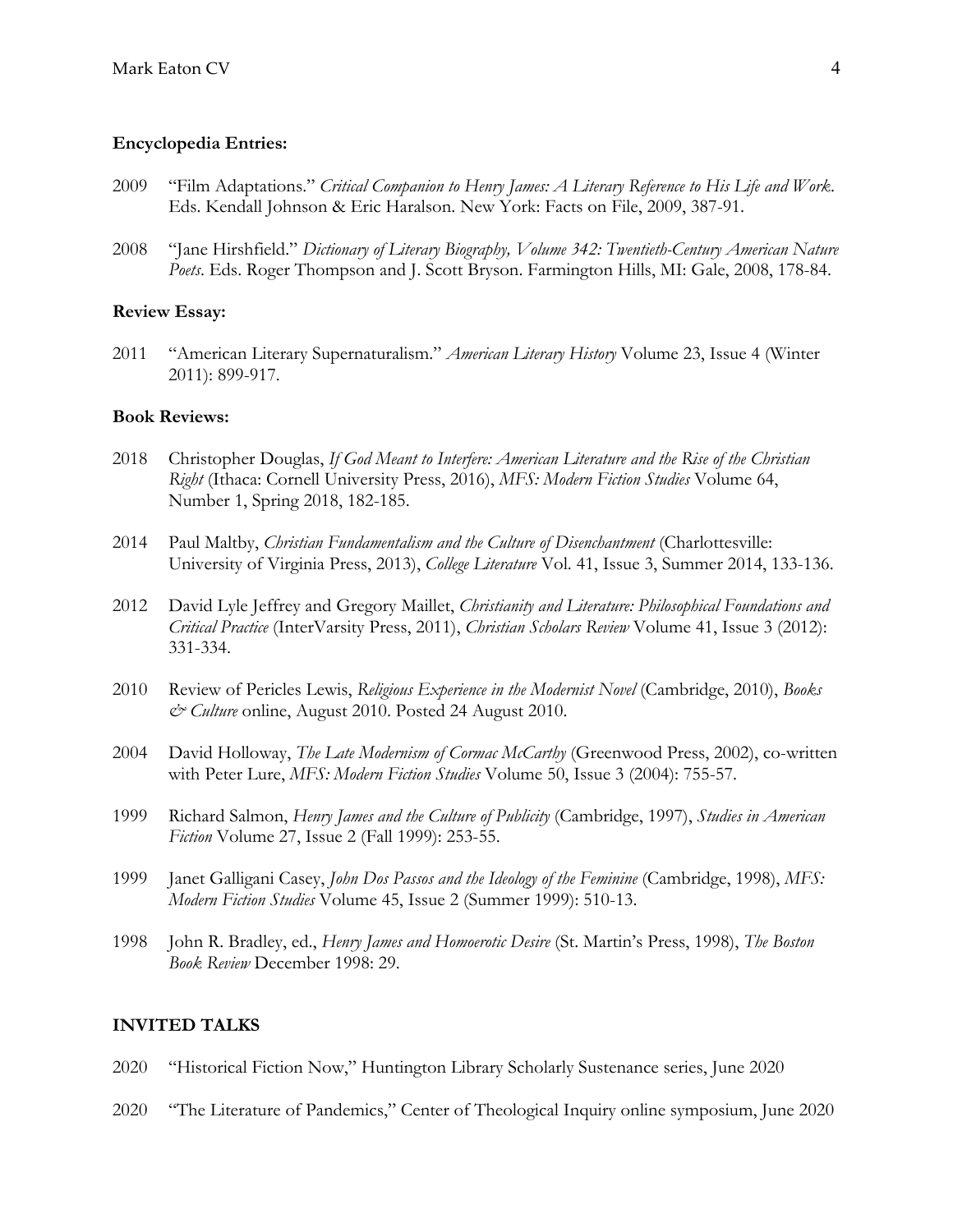**Encyclopedia Entries:**

2009 "Film Adaptations." *Critical Companion to Henry James: A Literary Reference to His Life and Work*. Eds. Kendall Johnson & Eric Haralson. New York: Facts on File, 2009, 387-91.

2008 "Jane Hirshfield." *Dictionary of Literary Biography, Volume 342: Twentieth-Century American Nature Poets*. Eds. Roger Thompson and J. Scott Bryson. Farmington Hills, MI: Gale, 2008, 178-84.

**Review Essay:**

2011 "American Literary Supernaturalism." *American Literary History* Volume 23, Issue 4 (Winter 2011): 899-917.

**Book Reviews:**

2018 Christopher Douglas, *If God Meant to Interfere: American Literature and the Rise of the Christian Right* (Ithaca: Cornell University Press, 2016), *MFS: Modern Fiction Studies* Volume 64, Number 1, Spring 2018, 182-185.

2014 Paul Maltby, *Christian Fundamentalism and the Culture of Disenchantment* (Charlottesville: University of Virginia Press, 2013), *College Literature* Vol. 41, Issue 3, Summer 2014, 133-136.

2012 David Lyle Jeffrey and Gregory Maillet, *Christianity and Literature: Philosophical Foundations and Critical Practice* (InterVarsity Press, 2011), *Christian Scholars Review* Volume 41, Issue 3 (2012): 331-334.

2010 Review of Pericles Lewis, *Religious Experience in the Modernist Novel* (Cambridge, 2010), *Books & Culture* online, August 2010. Posted 24 August 2010.

2004 David Holloway, *The Late Modernism of Cormac McCarthy* (Greenwood Press, 2002), co-written with Peter Lure, *MFS: Modern Fiction Studies* Volume 50, Issue 3 (2004): 755-57.

1999 Richard Salmon, *Henry James and the Culture of Publicity* (Cambridge, 1997), *Studies in American Fiction* Volume 27, Issue 2 (Fall 1999): 253-55.

1999 Janet Galligani Casey, *John Dos Passos and the Ideology of the Feminine* (Cambridge, 1998), *MFS: Modern Fiction Studies* Volume 45, Issue 2 (Summer 1999): 510-13.

1998 John R. Bradley, ed., *Henry James and Homoerotic Desire* (St. Martin's Press, 1998), *The Boston Book Review* December 1998: 29.

## INVITED TALKS

2020 "Historical Fiction Now," Huntington Library Scholarly Sustenance series, June 2020

2020 "The Literature of Pandemics," Center of Theological Inquiry online symposium, June 2020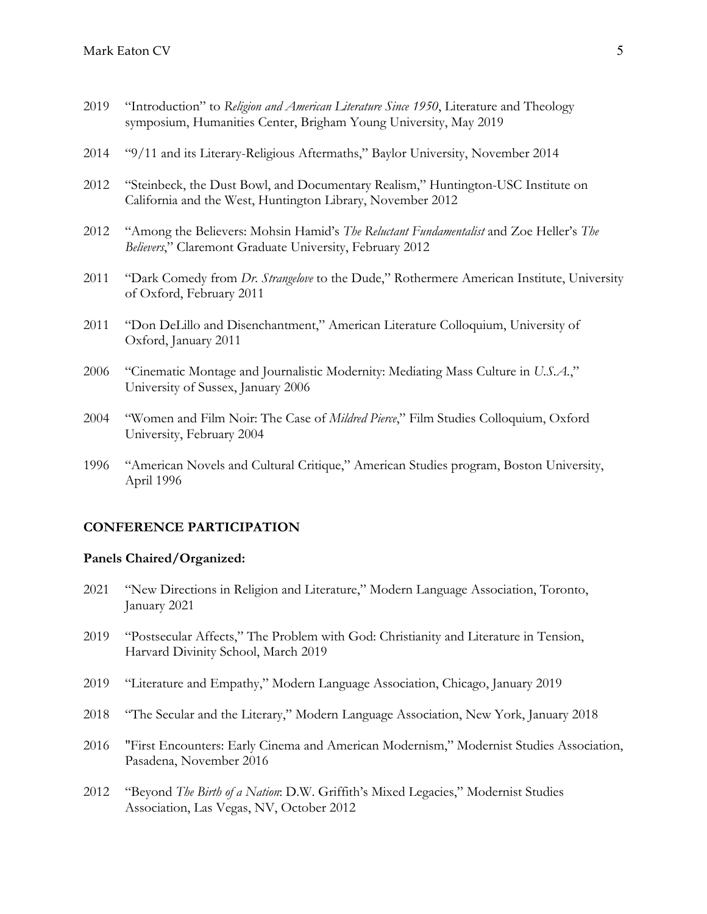2019 "Introduction" to *Religion and American Literature Since 1950*, Literature and Theology symposium, Humanities Center, Brigham Young University, May 2019

2014 "9/11 and its Literary-Religious Aftermaths," Baylor University, November 2014

2012 "Steinbeck, the Dust Bowl, and Documentary Realism," Huntington-USC Institute on California and the West, Huntington Library, November 2012

2012 "Among the Believers: Mohsin Hamid's *The Reluctant Fundamentalist* and Zoe Heller's *The Believers*," Claremont Graduate University, February 2012

2011 "Dark Comedy from *Dr. Strangelove* to the Dude," Rothermere American Institute, University of Oxford, February 2011

2011 "Don DeLillo and Disenchantment," American Literature Colloquium, University of Oxford, January 2011

2006 "Cinematic Montage and Journalistic Modernity: Mediating Mass Culture in *U.S.A.*," University of Sussex, January 2006

2004 "Women and Film Noir: The Case of *Mildred Pierce*," Film Studies Colloquium, Oxford University, February 2004

1996 "American Novels and Cultural Critique," American Studies program, Boston University, April 1996

## CONFERENCE PARTICIPATION

### Panels Chaired/Organized:

2021 "New Directions in Religion and Literature," Modern Language Association, Toronto, January 2021

2019 "Postsecular Affects," The Problem with God: Christianity and Literature in Tension, Harvard Divinity School, March 2019

2019 "Literature and Empathy," Modern Language Association, Chicago, January 2019

2018 "The Secular and the Literary," Modern Language Association, New York, January 2018

2016 "First Encounters: Early Cinema and American Modernism," Modernist Studies Association, Pasadena, November 2016

2012 "Beyond *The Birth of a Nation*: D.W. Griffith's Mixed Legacies," Modernist Studies Association, Las Vegas, NV, October 2012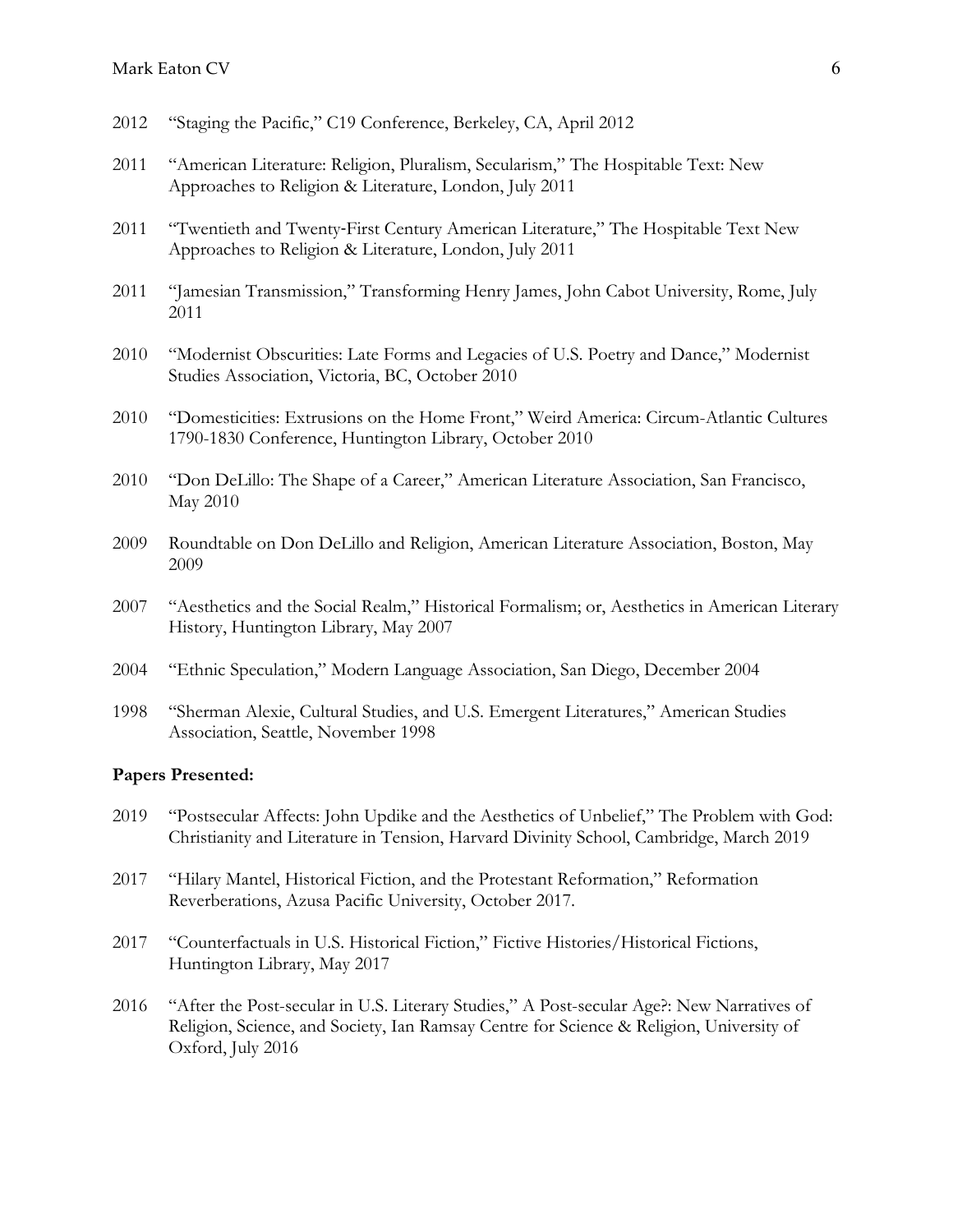2012 "Staging the Pacific," C19 Conference, Berkeley, CA, April 2012

2011 "American Literature: Religion, Pluralism, Secularism," The Hospitable Text: New Approaches to Religion & Literature, London, July 2011

2011 "Twentieth and Twenty-First Century American Literature," The Hospitable Text New Approaches to Religion & Literature, London, July 2011

2011 "Jamesian Transmission," Transforming Henry James, John Cabot University, Rome, July 2011

2010 "Modernist Obscurities: Late Forms and Legacies of U.S. Poetry and Dance," Modernist Studies Association, Victoria, BC, October 2010

2010 "Domesticities: Extrusions on the Home Front," Weird America: Circum-Atlantic Cultures 1790-1830 Conference, Huntington Library, October 2010

2010 "Don DeLillo: The Shape of a Career," American Literature Association, San Francisco, May 2010

2009 Roundtable on Don DeLillo and Religion, American Literature Association, Boston, May 2009

2007 "Aesthetics and the Social Realm," Historical Formalism; or, Aesthetics in American Literary History, Huntington Library, May 2007

2004 "Ethnic Speculation," Modern Language Association, San Diego, December 2004

1998 "Sherman Alexie, Cultural Studies, and U.S. Emergent Literatures," American Studies Association, Seattle, November 1998

**Papers Presented:**

2019 "Postsecular Affects: John Updike and the Aesthetics of Unbelief," The Problem with God: Christianity and Literature in Tension, Harvard Divinity School, Cambridge, March 2019

2017 "Hilary Mantel, Historical Fiction, and the Protestant Reformation," Reformation Reverberations, Azusa Pacific University, October 2017.

2017 "Counterfactuals in U.S. Historical Fiction," Fictive Histories/Historical Fictions, Huntington Library, May 2017

2016 "After the Post-secular in U.S. Literary Studies," A Post-secular Age?: New Narratives of Religion, Science, and Society, Ian Ramsay Centre for Science & Religion, University of Oxford, July 2016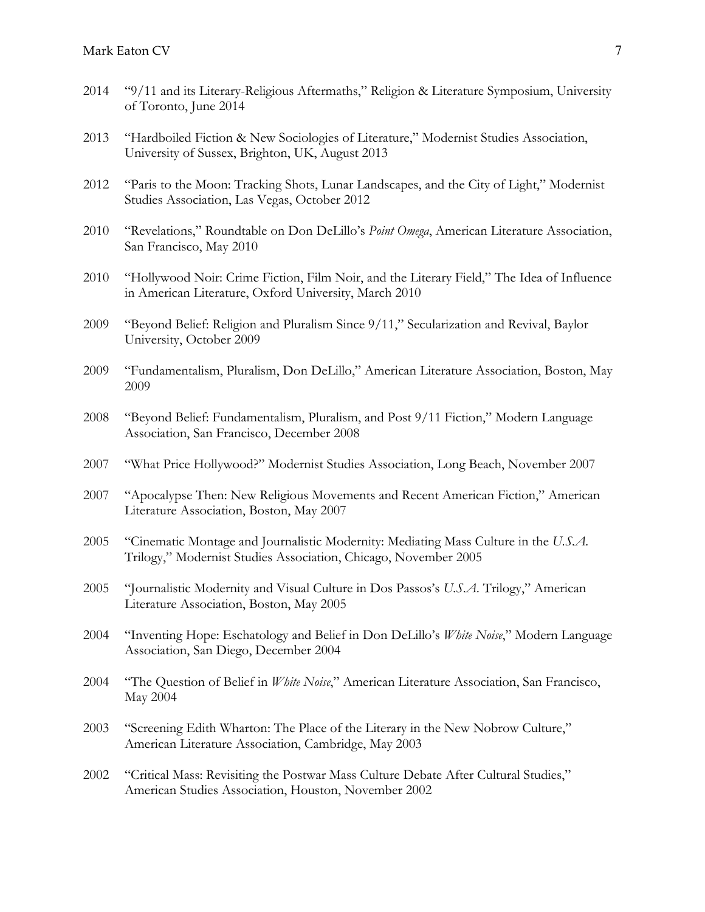2014 "9/11 and its Literary-Religious Aftermaths," Religion & Literature Symposium, University of Toronto, June 2014

2013 "Hardboiled Fiction & New Sociologies of Literature," Modernist Studies Association, University of Sussex, Brighton, UK, August 2013

2012 "Paris to the Moon: Tracking Shots, Lunar Landscapes, and the City of Light," Modernist Studies Association, Las Vegas, October 2012

2010 "Revelations," Roundtable on Don DeLillo's *Point Omega*, American Literature Association, San Francisco, May 2010

2010 "Hollywood Noir: Crime Fiction, Film Noir, and the Literary Field," The Idea of Influence in American Literature, Oxford University, March 2010

2009 "Beyond Belief: Religion and Pluralism Since 9/11," Secularization and Revival, Baylor University, October 2009

2009 "Fundamentalism, Pluralism, Don DeLillo," American Literature Association, Boston, May 2009

2008 "Beyond Belief: Fundamentalism, Pluralism, and Post 9/11 Fiction," Modern Language Association, San Francisco, December 2008

2007 "What Price Hollywood?" Modernist Studies Association, Long Beach, November 2007

2007 "Apocalypse Then: New Religious Movements and Recent American Fiction," American Literature Association, Boston, May 2007

2005 "Cinematic Montage and Journalistic Modernity: Mediating Mass Culture in the *U.S.A.* Trilogy," Modernist Studies Association, Chicago, November 2005

2005 "Journalistic Modernity and Visual Culture in Dos Passos's *U.S.A.* Trilogy," American Literature Association, Boston, May 2005

2004 "Inventing Hope: Eschatology and Belief in Don DeLillo's *White Noise*," Modern Language Association, San Diego, December 2004

2004 "The Question of Belief in *White Noise*," American Literature Association, San Francisco, May 2004

2003 "Screening Edith Wharton: The Place of the Literary in the New Nobrow Culture," American Literature Association, Cambridge, May 2003

2002 "Critical Mass: Revisiting the Postwar Mass Culture Debate After Cultural Studies," American Studies Association, Houston, November 2002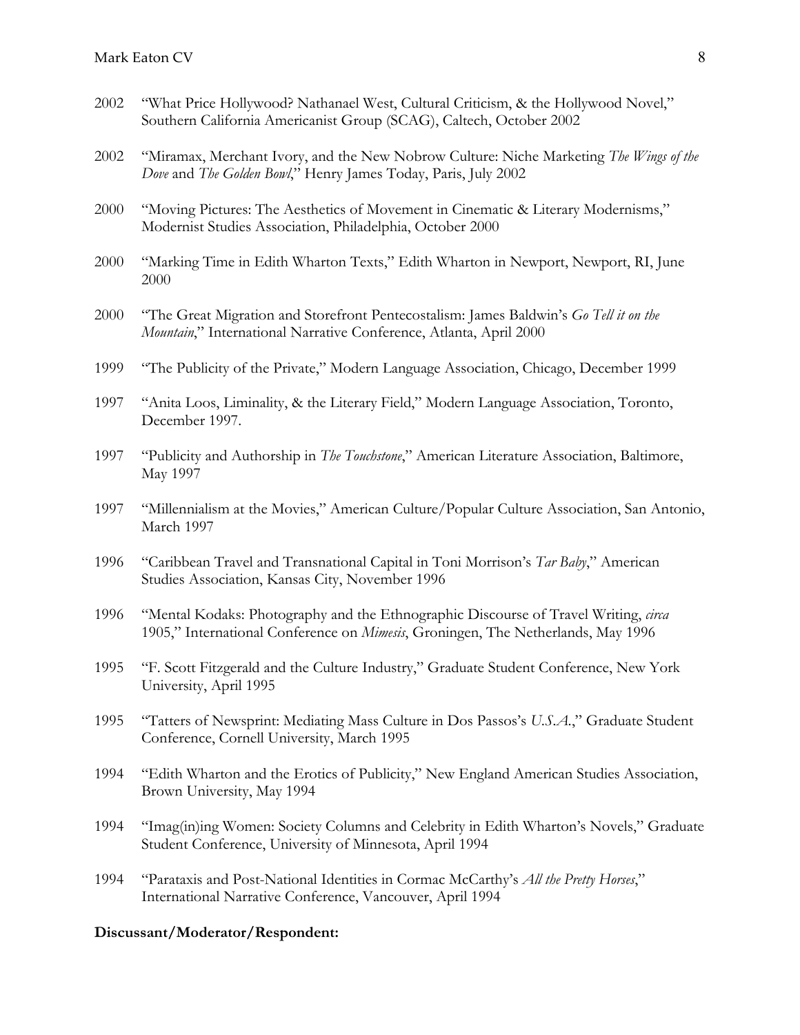2002 "What Price Hollywood? Nathanael West, Cultural Criticism, & the Hollywood Novel," Southern California Americanist Group (SCAG), Caltech, October 2002

2002 "Miramax, Merchant Ivory, and the New Nobrow Culture: Niche Marketing *The Wings of the Dove* and *The Golden Bowl*," Henry James Today, Paris, July 2002

2000 "Moving Pictures: The Aesthetics of Movement in Cinematic & Literary Modernisms," Modernist Studies Association, Philadelphia, October 2000

2000 "Marking Time in Edith Wharton Texts," Edith Wharton in Newport, Newport, RI, June 2000

2000 "The Great Migration and Storefront Pentecostalism: James Baldwin's *Go Tell it on the Mountain*," International Narrative Conference, Atlanta, April 2000

1999 "The Publicity of the Private," Modern Language Association, Chicago, December 1999

1997 "Anita Loos, Liminality, & the Literary Field," Modern Language Association, Toronto, December 1997.

1997 "Publicity and Authorship in *The Touchstone*," American Literature Association, Baltimore, May 1997

1997 "Millennialism at the Movies," American Culture/Popular Culture Association, San Antonio, March 1997

1996 "Caribbean Travel and Transnational Capital in Toni Morrison's *Tar Baby*," American Studies Association, Kansas City, November 1996

1996 "Mental Kodaks: Photography and the Ethnographic Discourse of Travel Writing, *circa* 1905," International Conference on *Mimesis*, Groningen, The Netherlands, May 1996

1995 "F. Scott Fitzgerald and the Culture Industry," Graduate Student Conference, New York University, April 1995

1995 "Tatters of Newsprint: Mediating Mass Culture in Dos Passos's *U.S.A.*," Graduate Student Conference, Cornell University, March 1995

1994 "Edith Wharton and the Erotics of Publicity," New England American Studies Association, Brown University, May 1994

1994 "Imag(in)ing Women: Society Columns and Celebrity in Edith Wharton's Novels," Graduate Student Conference, University of Minnesota, April 1994

1994 "Parataxis and Post-National Identities in Cormac McCarthy's *All the Pretty Horses*," International Narrative Conference, Vancouver, April 1994

**Discussant/Moderator/Respondent:**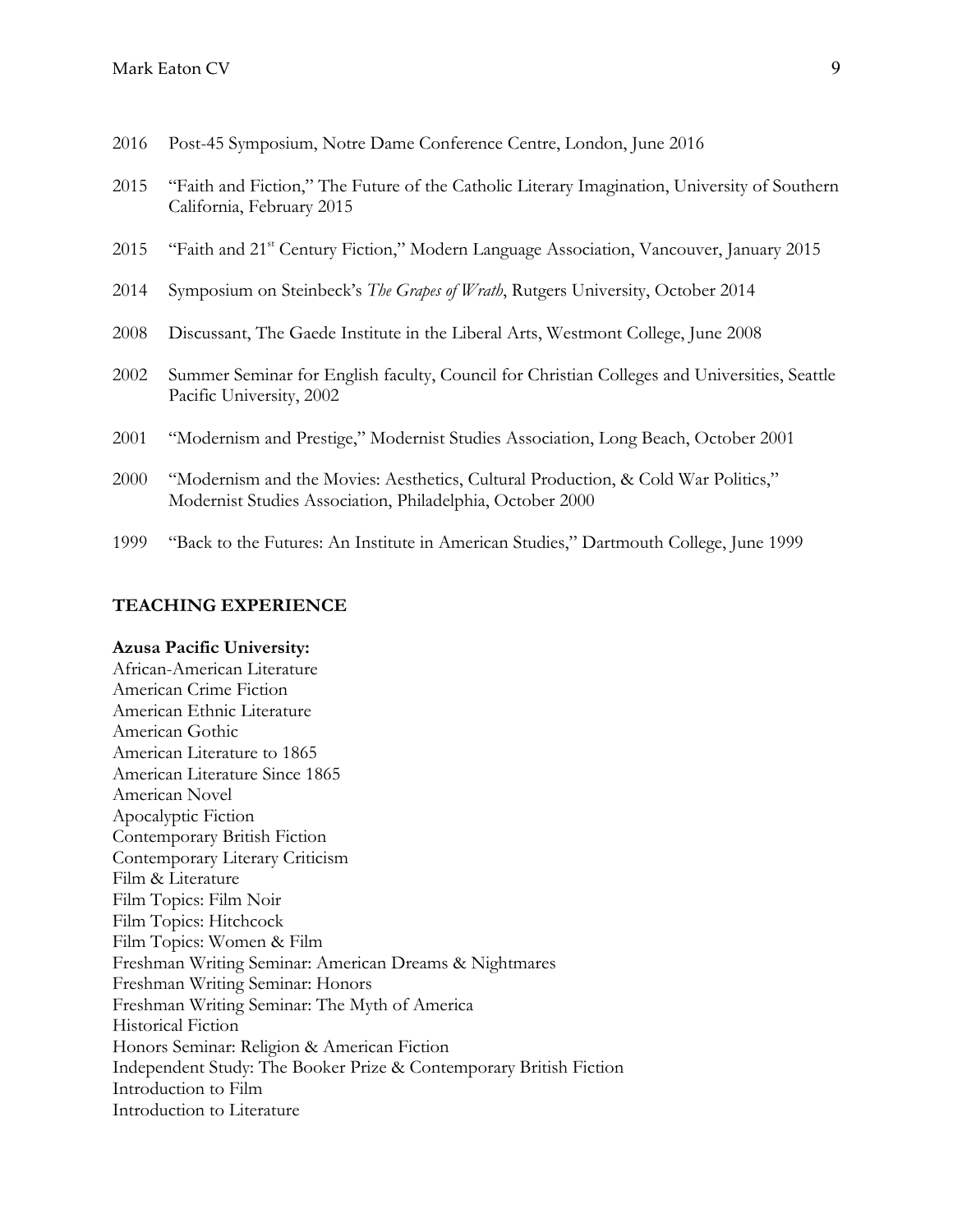2016 Post-45 Symposium, Notre Dame Conference Centre, London, June 2016

2015 "Faith and Fiction," The Future of the Catholic Literary Imagination, University of Southern California, February 2015

2015 "Faith and 21st Century Fiction," Modern Language Association, Vancouver, January 2015

2014 Symposium on Steinbeck's *The Grapes of Wrath*, Rutgers University, October 2014

2008 Discussant, The Gaede Institute in the Liberal Arts, Westmont College, June 2008

2002 Summer Seminar for English faculty, Council for Christian Colleges and Universities, Seattle Pacific University, 2002

2001 "Modernism and Prestige," Modernist Studies Association, Long Beach, October 2001

2000 "Modernism and the Movies: Aesthetics, Cultural Production, & Cold War Politics," Modernist Studies Association, Philadelphia, October 2000

1999 "Back to the Futures: An Institute in American Studies," Dartmouth College, June 1999

## TEACHING EXPERIENCE

**Azusa Pacific University:**

African-American Literature
American Crime Fiction
American Ethnic Literature
American Gothic
American Literature to 1865
American Literature Since 1865
American Novel
Apocalyptic Fiction
Contemporary British Fiction
Contemporary Literary Criticism
Film & Literature
Film Topics: Film Noir
Film Topics: Hitchcock
Film Topics: Women & Film
Freshman Writing Seminar: American Dreams & Nightmares
Freshman Writing Seminar: Honors
Freshman Writing Seminar: The Myth of America
Historical Fiction
Honors Seminar: Religion & American Fiction
Independent Study: The Booker Prize & Contemporary British Fiction
Introduction to Film
Introduction to Literature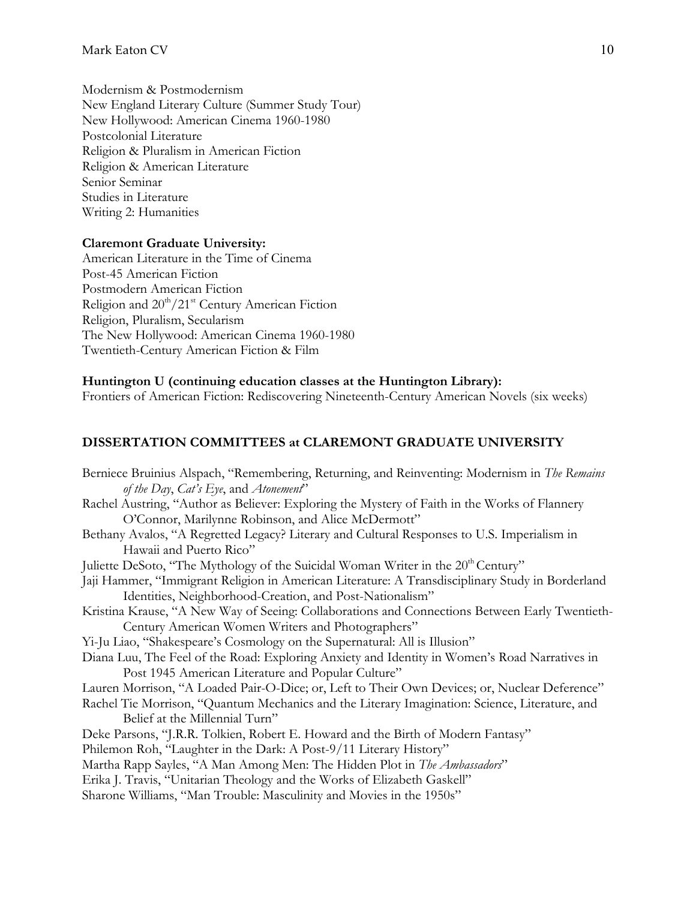Modernism & Postmodernism
New England Literary Culture (Summer Study Tour)
New Hollywood: American Cinema 1960-1980
Postcolonial Literature
Religion & Pluralism in American Fiction
Religion & American Literature
Senior Seminar
Studies in Literature
Writing 2: Humanities

**Claremont Graduate University:**
American Literature in the Time of Cinema
Post-45 American Fiction
Postmodern American Fiction
Religion and 20th/21st Century American Fiction
Religion, Pluralism, Secularism
The New Hollywood: American Cinema 1960-1980
Twentieth-Century American Fiction & Film

**Huntington U (continuing education classes at the Huntington Library):**
Frontiers of American Fiction: Rediscovering Nineteenth-Century American Novels (six weeks)

## DISSERTATION COMMITTEES at CLAREMONT GRADUATE UNIVERSITY

Berniece Bruinius Alspach, "Remembering, Returning, and Reinventing: Modernism in *The Remains of the Day*, *Cat's Eye*, and *Atonement*"
Rachel Austring, "Author as Believer: Exploring the Mystery of Faith in the Works of Flannery O'Connor, Marilynne Robinson, and Alice McDermott"
Bethany Avalos, "A Regretted Legacy? Literary and Cultural Responses to U.S. Imperialism in Hawaii and Puerto Rico"
Juliette DeSoto, "The Mythology of the Suicidal Woman Writer in the 20th Century"
Jaji Hammer, "Immigrant Religion in American Literature: A Transdisciplinary Study in Borderland Identities, Neighborhood-Creation, and Post-Nationalism"
Kristina Krause, "A New Way of Seeing: Collaborations and Connections Between Early Twentieth-Century American Women Writers and Photographers"
Yi-Ju Liao, "Shakespeare's Cosmology on the Supernatural: All is Illusion"
Diana Luu, The Feel of the Road: Exploring Anxiety and Identity in Women's Road Narratives in Post 1945 American Literature and Popular Culture"
Lauren Morrison, "A Loaded Pair-O-Dice; or, Left to Their Own Devices; or, Nuclear Deference"
Rachel Tie Morrison, "Quantum Mechanics and the Literary Imagination: Science, Literature, and Belief at the Millennial Turn"
Deke Parsons, "J.R.R. Tolkien, Robert E. Howard and the Birth of Modern Fantasy"
Philemon Roh, "Laughter in the Dark: A Post-9/11 Literary History"
Martha Rapp Sayles, "A Man Among Men: The Hidden Plot in *The Ambassadors*"
Erika J. Travis, "Unitarian Theology and the Works of Elizabeth Gaskell"
Sharone Williams, "Man Trouble: Masculinity and Movies in the 1950s"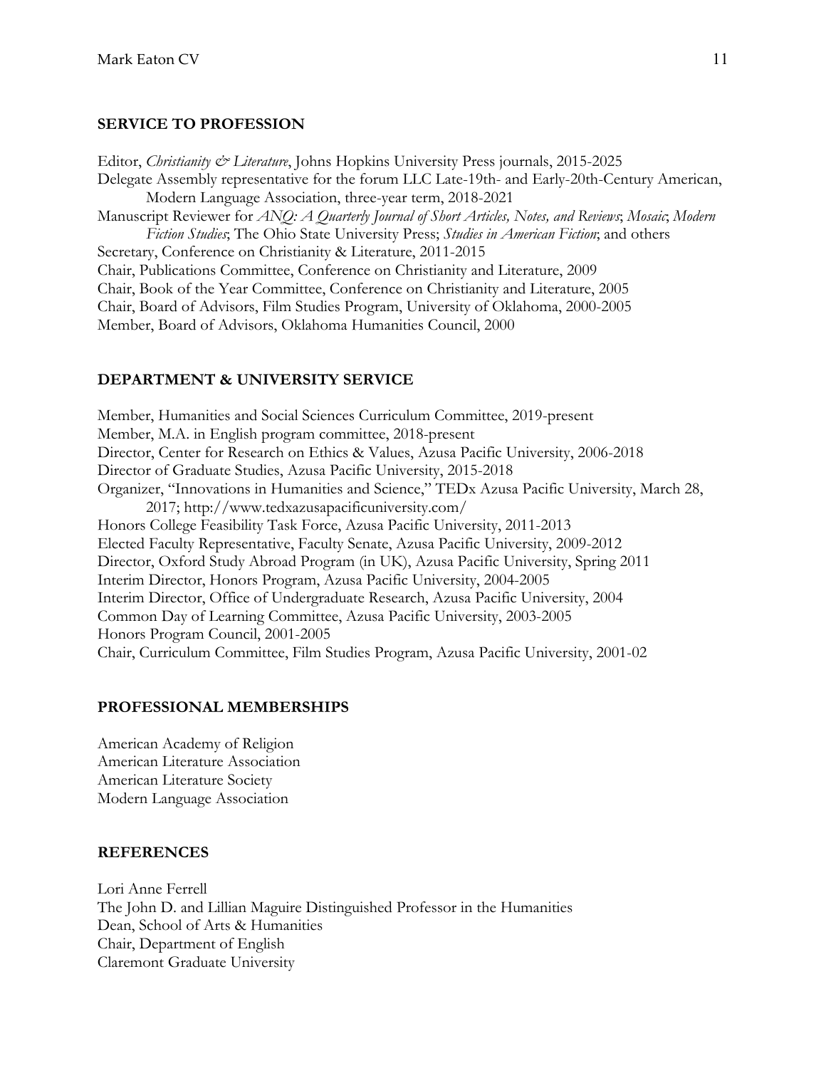## SERVICE TO PROFESSION

Editor, *Christianity & Literature*, Johns Hopkins University Press journals, 2015-2025
Delegate Assembly representative for the forum LLC Late-19th- and Early-20th-Century American, Modern Language Association, three-year term, 2018-2021
Manuscript Reviewer for *ANQ: A Quarterly Journal of Short Articles, Notes, and Reviews*; *Mosaic*; *Modern Fiction Studies*; The Ohio State University Press; *Studies in American Fiction*; and others
Secretary, Conference on Christianity & Literature, 2011-2015
Chair, Publications Committee, Conference on Christianity and Literature, 2009
Chair, Book of the Year Committee, Conference on Christianity and Literature, 2005
Chair, Board of Advisors, Film Studies Program, University of Oklahoma, 2000-2005
Member, Board of Advisors, Oklahoma Humanities Council, 2000

## DEPARTMENT & UNIVERSITY SERVICE

Member, Humanities and Social Sciences Curriculum Committee, 2019-present
Member, M.A. in English program committee, 2018-present
Director, Center for Research on Ethics & Values, Azusa Pacific University, 2006-2018
Director of Graduate Studies, Azusa Pacific University, 2015-2018
Organizer, "Innovations in Humanities and Science," TEDx Azusa Pacific University, March 28, 2017; http://www.tedxazusapacificuniversity.com/
Honors College Feasibility Task Force, Azusa Pacific University, 2011-2013
Elected Faculty Representative, Faculty Senate, Azusa Pacific University, 2009-2012
Director, Oxford Study Abroad Program (in UK), Azusa Pacific University, Spring 2011
Interim Director, Honors Program, Azusa Pacific University, 2004-2005
Interim Director, Office of Undergraduate Research, Azusa Pacific University, 2004
Common Day of Learning Committee, Azusa Pacific University, 2003-2005
Honors Program Council, 2001-2005
Chair, Curriculum Committee, Film Studies Program, Azusa Pacific University, 2001-02

## PROFESSIONAL MEMBERSHIPS

American Academy of Religion
American Literature Association
American Literature Society
Modern Language Association

## REFERENCES

Lori Anne Ferrell
The John D. and Lillian Maguire Distinguished Professor in the Humanities
Dean, School of Arts & Humanities
Chair, Department of English
Claremont Graduate University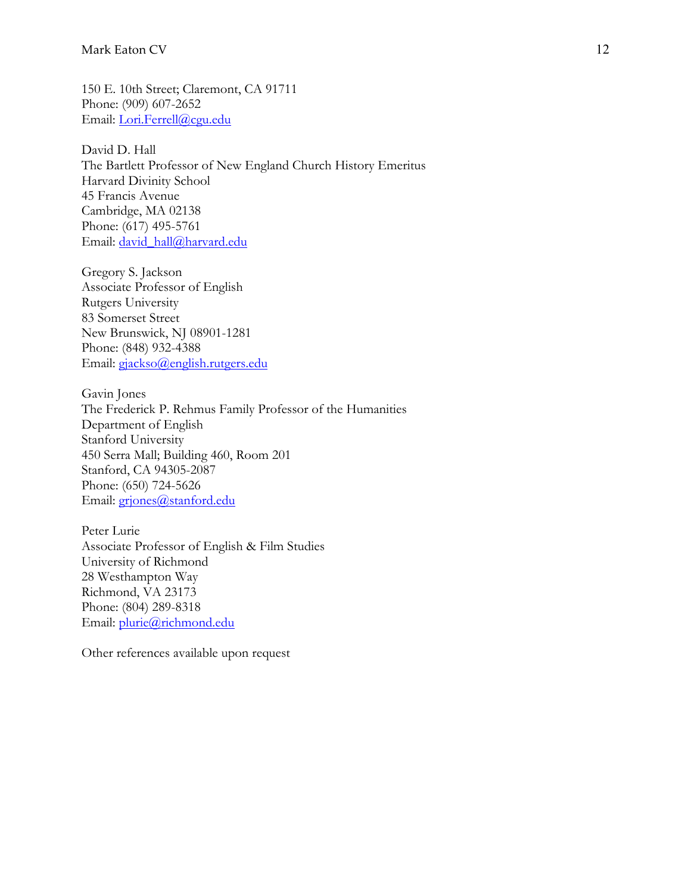150 E. 10th Street; Claremont, CA 91711
Phone: (909) 607-2652
Email: Lori.Ferrell@cgu.edu

David D. Hall
The Bartlett Professor of New England Church History Emeritus
Harvard Divinity School
45 Francis Avenue
Cambridge, MA 02138
Phone: (617) 495-5761
Email: david_hall@harvard.edu

Gregory S. Jackson
Associate Professor of English
Rutgers University
83 Somerset Street
New Brunswick, NJ 08901-1281
Phone: (848) 932-4388
Email: gjackso@english.rutgers.edu

Gavin Jones
The Frederick P. Rehmus Family Professor of the Humanities
Department of English
Stanford University
450 Serra Mall; Building 460, Room 201
Stanford, CA 94305-2087
Phone: (650) 724-5626
Email: grjones@stanford.edu

Peter Lurie
Associate Professor of English & Film Studies
University of Richmond
28 Westhampton Way
Richmond, VA 23173
Phone: (804) 289-8318
Email: plurie@richmond.edu

Other references available upon request